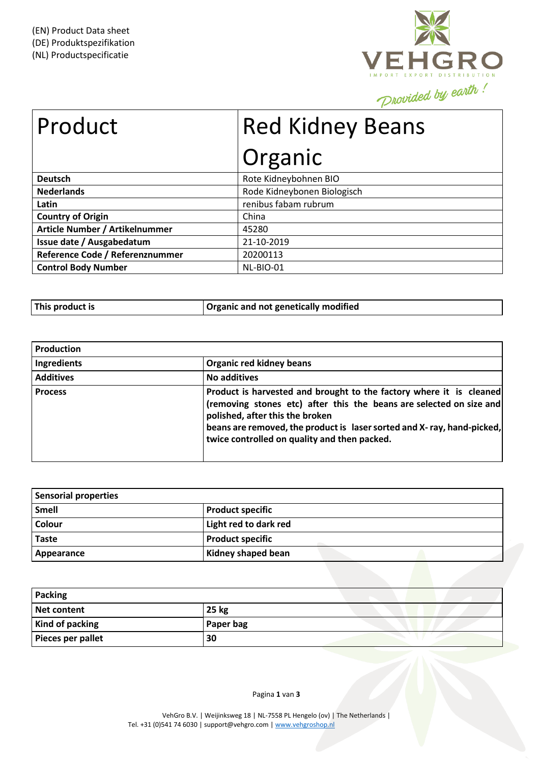(EN) Product Data sheet
(DE) Produktspezifikation
(NL) Productspecificatie

VEHGRO
IMPORT EXPORT DISTRIBUTION
*Provided by earth !*

| Product | Red Kidney Beans Organic |
|---|---|
| **Deutsch** | Rote Kidneybohnen BIO |
| **Nederlands** | Rode Kidneybonen Biologisch |
| **Latin** | renibus fabam rubrum |
| **Country of Origin** | China |
| **Article Number / Artikelnummer** | 45280 |
| **Issue date / Ausgabedatum** | 21-10-2019 |
| **Reference Code / Referenznummer** | 20200113 |
| **Control Body Number** | NL-BIO-01 |

| **This product is** | **Organic and not genetically modified** |
|---|---|

| **Production** | |
|---|---|
| **Ingredients** | **Organic red kidney beans** |
| **Additives** | **No additives** |
| **Process** | **Product is harvested and brought to the factory where it is cleaned (removing stones etc) after this the beans are selected on size and polished, after this the broken beans are removed, the product is laser sorted and X- ray, hand-picked, twice controlled on quality and then packed.** |

| **Sensorial properties** | |
|---|---|
| **Smell** | **Product specific** |
| **Colour** | **Light red to dark red** |
| **Taste** | **Product specific** |
| **Appearance** | **Kidney shaped bean** |

| **Packing** | |
|---|---|
| **Net content** | **25 kg** |
| **Kind of packing** | **Paper bag** |
| **Pieces per pallet** | **30** |

VehGro B.V. | Weijinksweg 18 | NL-7558 PL Hengelo (ov) | The Netherlands |
Tel. +31 (0)541 74 6030 | support@vehgro.com | www.vehgroshop.nl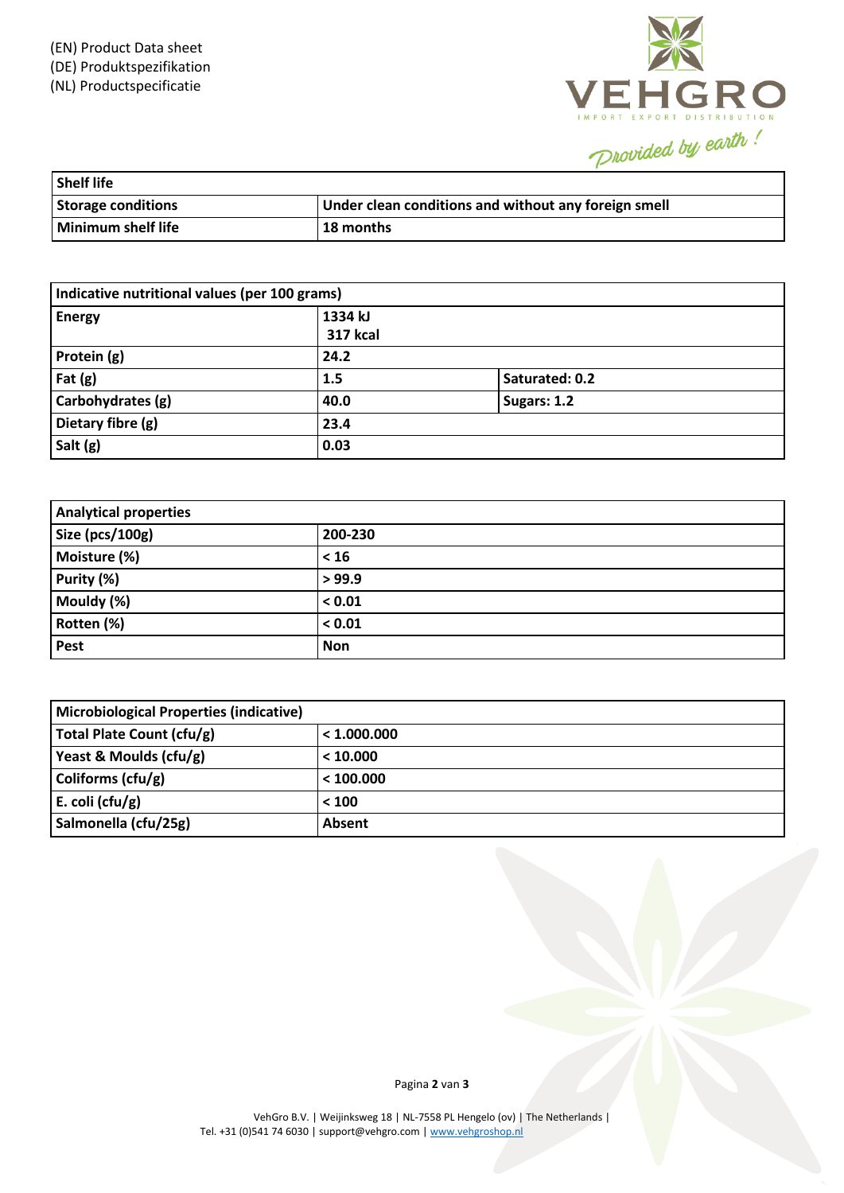(EN) Product Data sheet
(DE) Produktspezifikation
(NL) Productspecificatie

VEHGRO
IMPORT EXPORT DISTRIBUTION
*Provided by earth !*

| Shelf life | |
|---|---|
| Storage conditions | Under clean conditions and without any foreign smell |
| Minimum shelf life | 18 months |

| Indicative nutritional values (per 100 grams) | | |
|---|---|---|
| Energy | 1334 kJ<br>317 kcal | |
| Protein (g) | 24.2 | |
| Fat (g) | 1.5 | Saturated: 0.2 |
| Carbohydrates (g) | 40.0 | Sugars: 1.2 |
| Dietary fibre (g) | 23.4 | |
| Salt (g) | 0.03 | |

| Analytical properties | |
|---|---|
| Size (pcs/100g) | 200-230 |
| Moisture (%) | < 16 |
| Purity (%) | > 99.9 |
| Mouldy (%) | < 0.01 |
| Rotten (%) | < 0.01 |
| Pest | Non |

| Microbiological Properties (indicative) | |
|---|---|
| Total Plate Count (cfu/g) | < 1.000.000 |
| Yeast & Moulds (cfu/g) | < 10.000 |
| Coliforms (cfu/g) | < 100.000 |
| E. coli (cfu/g) | < 100 |
| Salmonella (cfu/25g) | Absent |

VehGro B.V. | Weijinksweg 18 | NL-7558 PL Hengelo (ov) | The Netherlands |
Tel. +31 (0)541 74 6030 | support@vehgro.com | www.vehgroshop.nl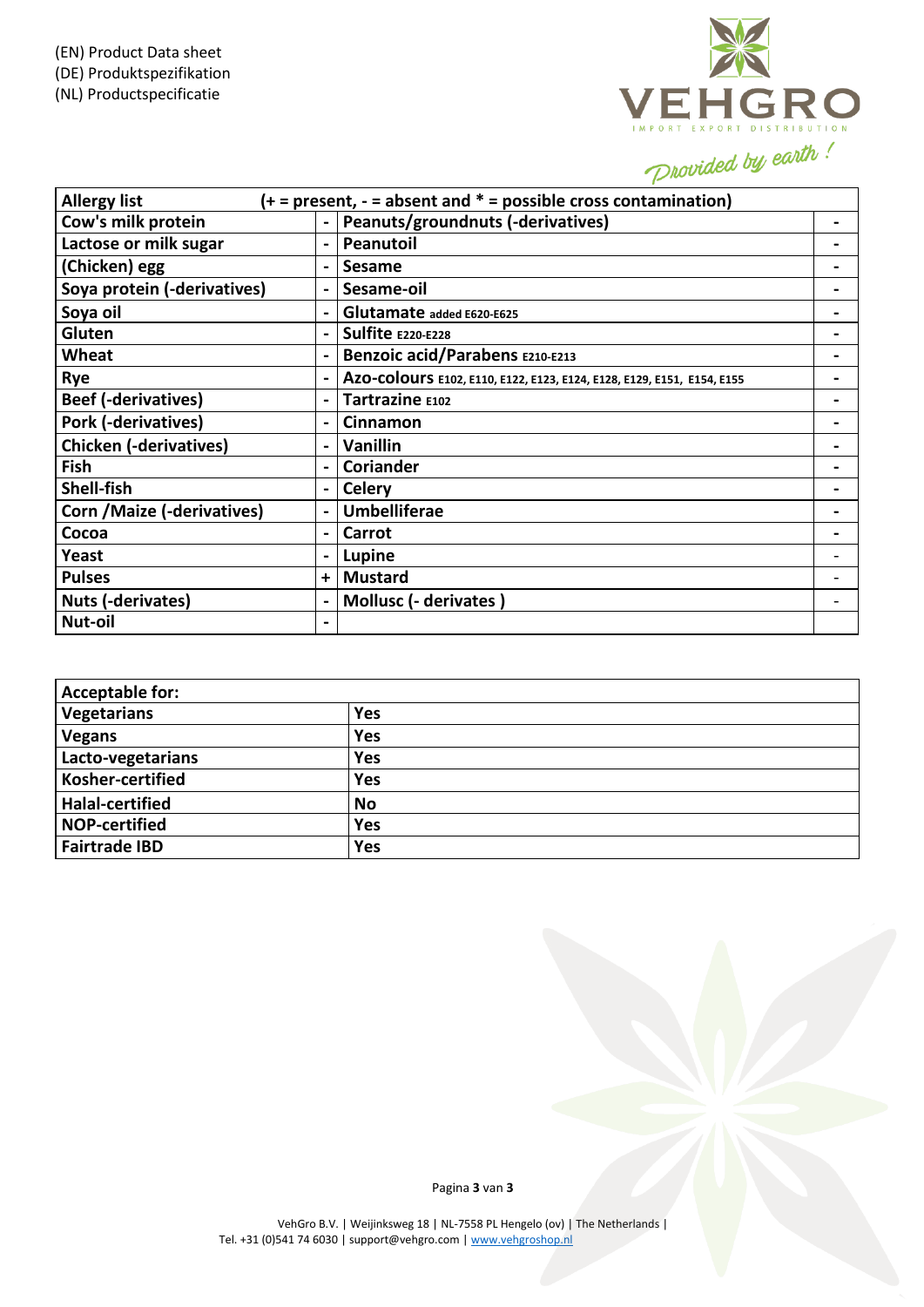(EN) Product Data sheet
(DE) Produktspezifikation
(NL) Productspecificatie

| Allergy list | (+ = present, - = absent and * = possible cross contamination) | | |
|---|---|---|---|
| Cow's milk protein | - | Peanuts/groundnuts (-derivatives) | - |
| Lactose or milk sugar | - | Peanutoil | - |
| (Chicken) egg | - | Sesame | - |
| Soya protein (-derivatives) | - | Sesame-oil | - |
| Soya oil | - | Glutamate added E620-E625 | - |
| Gluten | - | Sulfite E220-E228 | - |
| Wheat | - | Benzoic acid/Parabens E210-E213 | - |
| Rye | - | Azo-colours E102, E110, E122, E123, E124, E128, E129, E151, E154, E155 | - |
| Beef (-derivatives) | - | Tartrazine E102 | - |
| Pork (-derivatives) | - | Cinnamon | - |
| Chicken (-derivatives) | - | Vanillin | - |
| Fish | - | Coriander | - |
| Shell-fish | - | Celery | - |
| Corn /Maize (-derivatives) | - | Umbelliferae | - |
| Cocoa | - | Carrot | - |
| Yeast | - | Lupine | - |
| Pulses | + | Mustard | - |
| Nuts (-derivates) | - | Mollusc (- derivates ) | - |
| Nut-oil | - | | |

| Acceptable for: | |
|---|---|
| Vegetarians | Yes |
| Vegans | Yes |
| Lacto-vegetarians | Yes |
| Kosher-certified | Yes |
| Halal-certified | No |
| NOP-certified | Yes |
| Fairtrade IBD | Yes |

VehGro B.V. | Weijinksweg 18 | NL-7558 PL Hengelo (ov) | The Netherlands |
Tel. +31 (0)541 74 6030 | support@vehgro.com | www.vehgroshop.nl